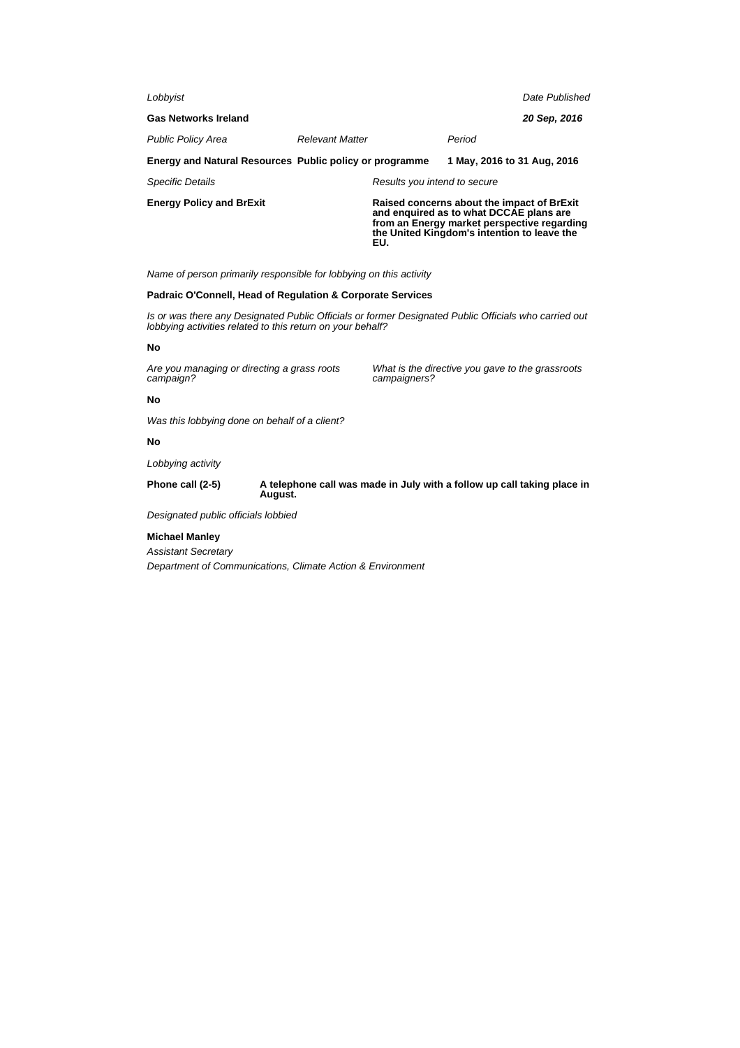*Lobbyist*

**Gas Networks Ireland**

*Date Published*

***20 Sep, 2016***

| *Public Policy Area* | *Relevant Matter* | *Period* |
|---|---|---|
| **Energy and Natural Resources** | **Public policy or programme** | **1 May, 2016 to 31 Aug, 2016** |

| *Specific Details* | *Results you intend to secure* |
|---|---|
| **Energy Policy and BrExit** | **Raised concerns about the impact of BrExit and enquired as to what DCCAE plans are from an Energy market perspective regarding the United Kingdom's intention to leave the EU.** |

*Name of person primarily responsible for lobbying on this activity*

**Padraic O'Connell, Head of Regulation & Corporate Services**

*Is or was there any Designated Public Officials or former Designated Public Officials who carried out lobbying activities related to this return on your behalf?*

**No**

*Are you managing or directing a grass roots campaign?*

*What is the directive you gave to the grassroots campaigners?*

**No**

*Was this lobbying done on behalf of a client?*

**No**

*Lobbying activity*

| | |
|---|---|
| **Phone call (2-5)** | **A telephone call was made in July with a follow up call taking place in August.** |

*Designated public officials lobbied*

**Michael Manley**

*Assistant Secretary*

*Department of Communications, Climate Action & Environment*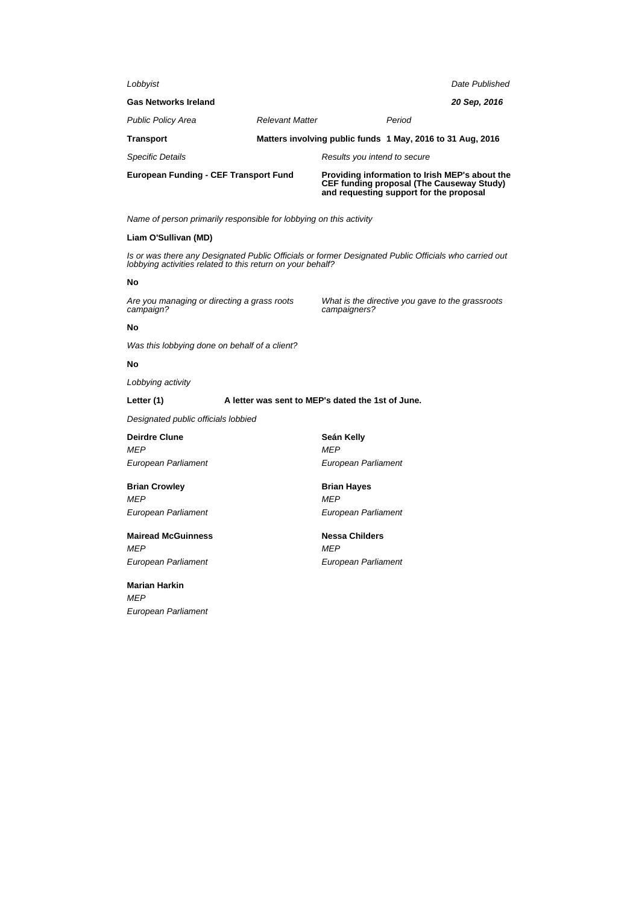*Lobbyist*

**Gas Networks Ireland**

*Date Published*

***20 Sep, 2016***

| *Public Policy Area* | *Relevant Matter* | *Period* |
|---|---|---|
| **Transport** | **Matters involving public funds** | **1 May, 2016 to 31 Aug, 2016** |

*Specific Details*

**European Funding - CEF Transport Fund**

*Results you intend to secure*

**Providing information to Irish MEP's about the CEF funding proposal (The Causeway Study) and requesting support for the proposal**

*Name of person primarily responsible for lobbying on this activity*

**Liam O'Sullivan (MD)**

*Is or was there any Designated Public Officials or former Designated Public Officials who carried out lobbying activities related to this return on your behalf?*

**No**

*Are you managing or directing a grass roots campaign?*

**No**

*What is the directive you gave to the grassroots campaigners?*

*Was this lobbying done on behalf of a client?*

**No**

*Lobbying activity*

**Letter (1)** **A letter was sent to MEP's dated the 1st of June.**

*Designated public officials lobbied*

**Deirdre Clune**
*MEP*
*European Parliament*

**Seán Kelly**
*MEP*
*European Parliament*

**Brian Crowley**
*MEP*
*European Parliament*

**Brian Hayes**
*MEP*
*European Parliament*

**Mairead McGuinness**
*MEP*
*European Parliament*

**Nessa Childers**
*MEP*
*European Parliament*

**Marian Harkin**
*MEP*
*European Parliament*